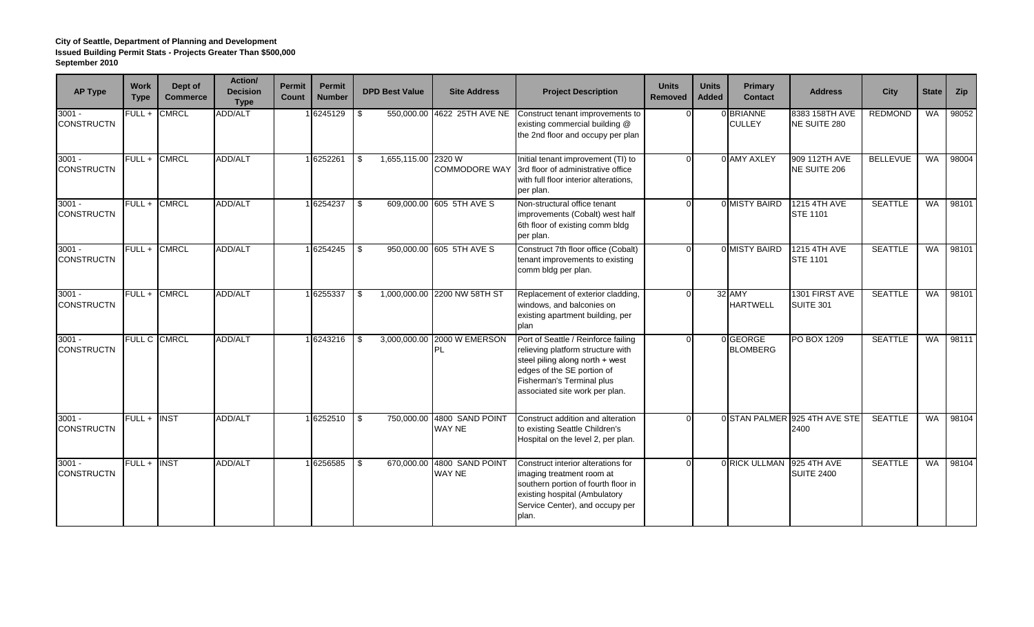**City of Seattle, Department of Planning and Development**
**Issued Building Permit Stats - Projects Greater Than $500,000**
**September 2010**

| AP Type | Work Type | Dept of Commerce | Action/ Decision Type | Permit Count | Permit Number | DPD Best Value | Site Address | Project Description | Units Removed | Units Added | Primary Contact | Address | City | State | Zip |
|---|---|---|---|---|---|---|---|---|---|---|---|---|---|---|---|
| 3001 - CONSTRUCTN | FULL + | CMRCL | ADD/ALT | 1 | 6245129 | $ 550,000.00 | 4622 25TH AVE NE | Construct tenant improvements to existing commercial building @ the 2nd floor and occupy per plan | 0 | 0 | BRIANNE CULLEY | 8383 158TH AVE NE SUITE 280 | REDMOND | WA | 98052 |
| 3001 - CONSTRUCTN | FULL + | CMRCL | ADD/ALT | 1 | 6252261 | $ 1,655,115.00 | 2320 W COMMODORE WAY | Initial tenant improvement (TI) to 3rd floor of administrative office with full floor interior alterations, per plan. | 0 | 0 | AMY AXLEY | 909 112TH AVE NE SUITE 206 | BELLEVUE | WA | 98004 |
| 3001 - CONSTRUCTN | FULL + | CMRCL | ADD/ALT | 1 | 6254237 | $ 609,000.00 | 605 5TH AVE S | Non-structural office tenant improvements (Cobalt) west half 6th floor of existing comm bldg per plan. | 0 | 0 | MISTY BAIRD | 1215 4TH AVE STE 1101 | SEATTLE | WA | 98101 |
| 3001 - CONSTRUCTN | FULL + | CMRCL | ADD/ALT | 1 | 6254245 | $ 950,000.00 | 605 5TH AVE S | Construct 7th floor office (Cobalt) tenant improvements to existing comm bldg per plan. | 0 | 0 | MISTY BAIRD | 1215 4TH AVE STE 1101 | SEATTLE | WA | 98101 |
| 3001 - CONSTRUCTN | FULL + | CMRCL | ADD/ALT | 1 | 6255337 | $ 1,000,000.00 | 2200 NW 58TH ST | Replacement of exterior cladding, windows, and balconies on existing apartment building, per plan | 0 | 32 | AMY HARTWELL | 1301 FIRST AVE SUITE 301 | SEATTLE | WA | 98101 |
| 3001 - CONSTRUCTN | FULL C | CMRCL | ADD/ALT | 1 | 6243216 | $ 3,000,000.00 | 2000 W EMERSON PL | Port of Seattle / Reinforce failing relieving platform structure with steel piling along north + west edges of the SE portion of Fisherman's Terminal plus associated site work per plan. | 0 | 0 | GEORGE BLOMBERG | PO BOX 1209 | SEATTLE | WA | 98111 |
| 3001 - CONSTRUCTN | FULL + | INST | ADD/ALT | 1 | 6252510 | $ 750,000.00 | 4800 SAND POINT WAY NE | Construct addition and alteration to existing Seattle Children's Hospital on the level 2, per plan. | 0 | 0 | STAN PALMER | 925 4TH AVE STE 2400 | SEATTLE | WA | 98104 |
| 3001 - CONSTRUCTN | FULL + | INST | ADD/ALT | 1 | 6256585 | $ 670,000.00 | 4800 SAND POINT WAY NE | Construct interior alterations for imaging treatment room at southern portion of fourth floor in existing hospital (Ambulatory Service Center), and occupy per plan. | 0 | 0 | RICK ULLMAN | 925 4TH AVE SUITE 2400 | SEATTLE | WA | 98104 |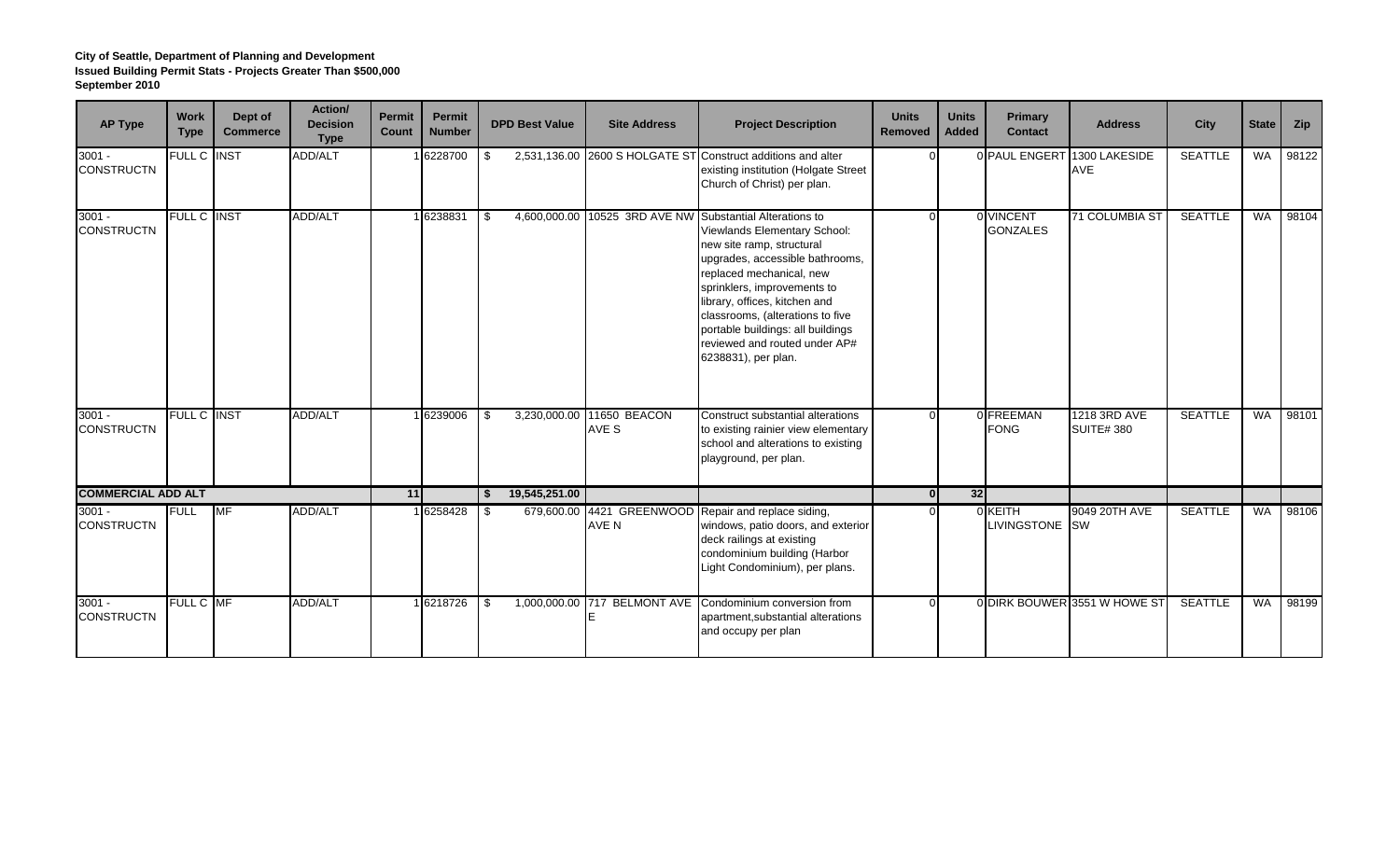**City of Seattle, Department of Planning and Development**
**Issued Building Permit Stats - Projects Greater Than $500,000**
**September 2010**

| AP Type | Work Type | Dept of Commerce | Action/ Decision Type | Permit Count | Permit Number | DPD Best Value | Site Address | Project Description | Units Removed | Units Added | Primary Contact | Address | City | State | Zip |
|---|---|---|---|---|---|---|---|---|---|---|---|---|---|---|---|
| 3001 - CONSTRUCTN | FULL C | INST | ADD/ALT | 1 | 6228700 | $ 2,531,136.00 | 2600 S HOLGATE ST | Construct additions and alter existing institution (Holgate Street Church of Christ) per plan. | 0 | 0 | PAUL ENGERT | 1300 LAKESIDE AVE | SEATTLE | WA | 98122 |
| 3001 - CONSTRUCTN | FULL C | INST | ADD/ALT | 1 | 6238831 | $ 4,600,000.00 | 10525 3RD AVE NW | Substantial Alterations to Viewlands Elementary School: new site ramp, structural upgrades, accessible bathrooms, replaced mechanical, new sprinklers, improvements to library, offices, kitchen and classrooms, (alterations to five portable buildings: all buildings reviewed and routed under AP# 6238831), per plan. | 0 | 0 | VINCENT GONZALES | 71 COLUMBIA ST | SEATTLE | WA | 98104 |
| 3001 - CONSTRUCTN | FULL C | INST | ADD/ALT | 1 | 6239006 | $ 3,230,000.00 | 11650 BEACON AVE S | Construct substantial alterations to existing rainier view elementary school and alterations to existing playground, per plan. | 0 | 0 | FREEMAN FONG | 1218 3RD AVE SUITE# 380 | SEATTLE | WA | 98101 |
| **COMMERCIAL ADD ALT** | | | | **11** | | **$ 19,545,251.00** | | | **0** | **32** | | | | | |
| 3001 - CONSTRUCTN | FULL | MF | ADD/ALT | 1 | 6258428 | $ 679,600.00 | 4421 GREENWOOD AVE N | Repair and replace siding, windows, patio doors, and exterior deck railings at existing condominium building (Harbor Light Condominium), per plans. | 0 | 0 | KEITH LIVINGSTONE | 9049 20TH AVE SW | SEATTLE | WA | 98106 |
| 3001 - CONSTRUCTN | FULL C | MF | ADD/ALT | 1 | 6218726 | $ 1,000,000.00 | 717 BELMONT AVE E | Condominium conversion from apartment,substantial alterations and occupy per plan | 0 | 0 | DIRK BOUWER | 3551 W HOWE ST | SEATTLE | WA | 98199 |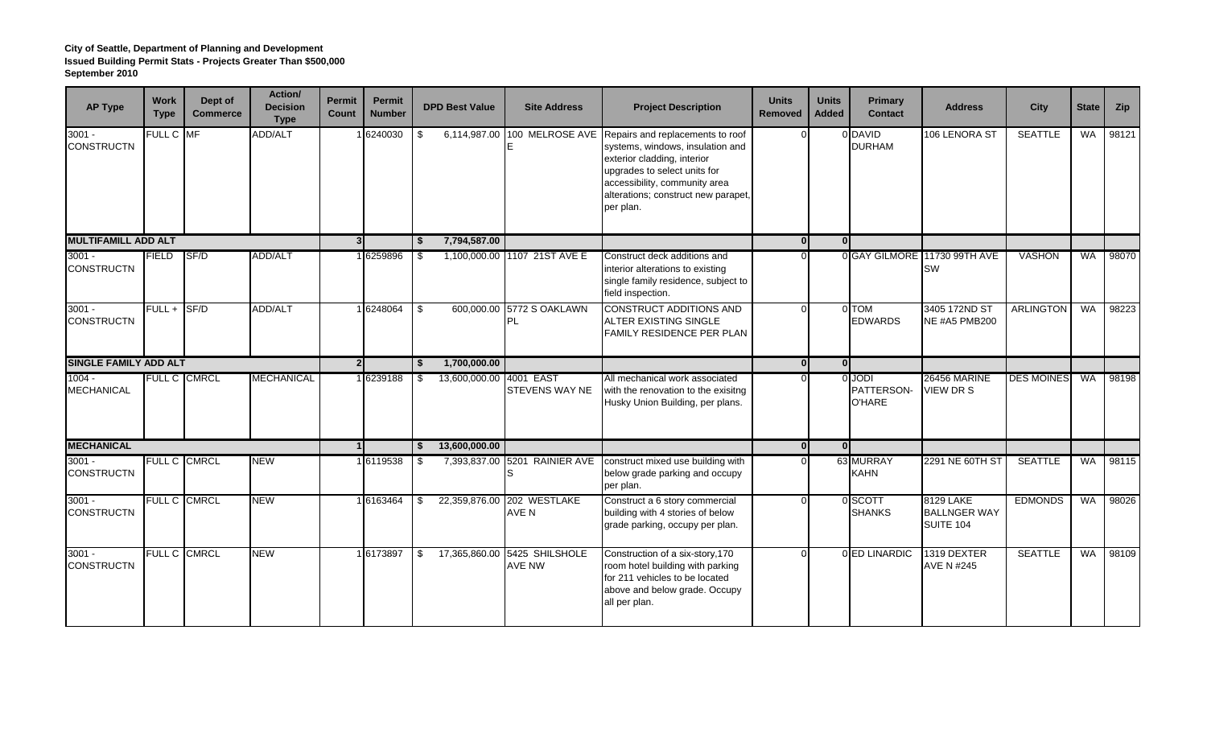**City of Seattle, Department of Planning and Development**
**Issued Building Permit Stats - Projects Greater Than $500,000**
**September 2010**

| AP Type | Work Type | Dept of Commerce | Action/ Decision Type | Permit Count | Permit Number | DPD Best Value | Site Address | Project Description | Units Removed | Units Added | Primary Contact | Address | City | State | Zip |
|---|---|---|---|---|---|---|---|---|---|---|---|---|---|---|---|
| 3001 - CONSTRUCTN | FULL C | MF | ADD/ALT | 1 | 6240030 | $ 6,114,987.00 | 100 MELROSE AVE E | Repairs and replacements to roof systems, windows, insulation and exterior cladding, interior upgrades to select units for accessibility, community area alterations; construct new parapet, per plan. | 0 | 0 | DAVID DURHAM | 106 LENORA ST | SEATTLE | WA | 98121 |
| **MULTIFAMILL ADD ALT** | | | | **3** | | **$ 7,794,587.00** | | | **0** | **0** | | | | | |
| 3001 - CONSTRUCTN | FIELD | SF/D | ADD/ALT | 1 | 6259896 | $ 1,100,000.00 | 1107 21ST AVE E | Construct deck additions and interior alterations to existing single family residence, subject to field inspection. | 0 | 0 | GAY GILMORE | 11730 99TH AVE SW | VASHON | WA | 98070 |
| 3001 - CONSTRUCTN | FULL + | SF/D | ADD/ALT | 1 | 6248064 | $ 600,000.00 | 5772 S OAKLAWN PL | CONSTRUCT ADDITIONS AND ALTER EXISTING SINGLE FAMILY RESIDENCE PER PLAN | 0 | 0 | TOM EDWARDS | 3405 172ND ST NE #A5 PMB200 | ARLINGTON | WA | 98223 |
| **SINGLE FAMILY ADD ALT** | | | | **2** | | **$ 1,700,000.00** | | | **0** | **0** | | | | | |
| 1004 - MECHANICAL | FULL C | CMRCL | MECHANICAL | 1 | 6239188 | $ 13,600,000.00 | 4001 EAST STEVENS WAY NE | All mechanical work associated with the renovation to the exisitng Husky Union Building, per plans. | 0 | 0 | JODI PATTERSON-O'HARE | 26456 MARINE VIEW DR S | DES MOINES | WA | 98198 |
| **MECHANICAL** | | | | **1** | | **$ 13,600,000.00** | | | **0** | **0** | | | | | |
| 3001 - CONSTRUCTN | FULL C | CMRCL | NEW | 1 | 6119538 | $ 7,393,837.00 | 5201 RAINIER AVE S | construct mixed use building with below grade parking and occupy per plan. | 0 | 63 | MURRAY KAHN | 2291 NE 60TH ST | SEATTLE | WA | 98115 |
| 3001 - CONSTRUCTN | FULL C | CMRCL | NEW | 1 | 6163464 | $ 22,359,876.00 | 202 WESTLAKE AVE N | Construct a 6 story commercial building with 4 stories of below grade parking, occupy per plan. | 0 | 0 | SCOTT SHANKS | 8129 LAKE BALLNGER WAY SUITE 104 | EDMONDS | WA | 98026 |
| 3001 - CONSTRUCTN | FULL C | CMRCL | NEW | 1 | 6173897 | $ 17,365,860.00 | 5425 SHILSHOLE AVE NW | Construction of a six-story,170 room hotel building with parking for 211 vehicles to be located above and below grade. Occupy all per plan. | 0 | 0 | ED LINARDIC | 1319 DEXTER AVE N #245 | SEATTLE | WA | 98109 |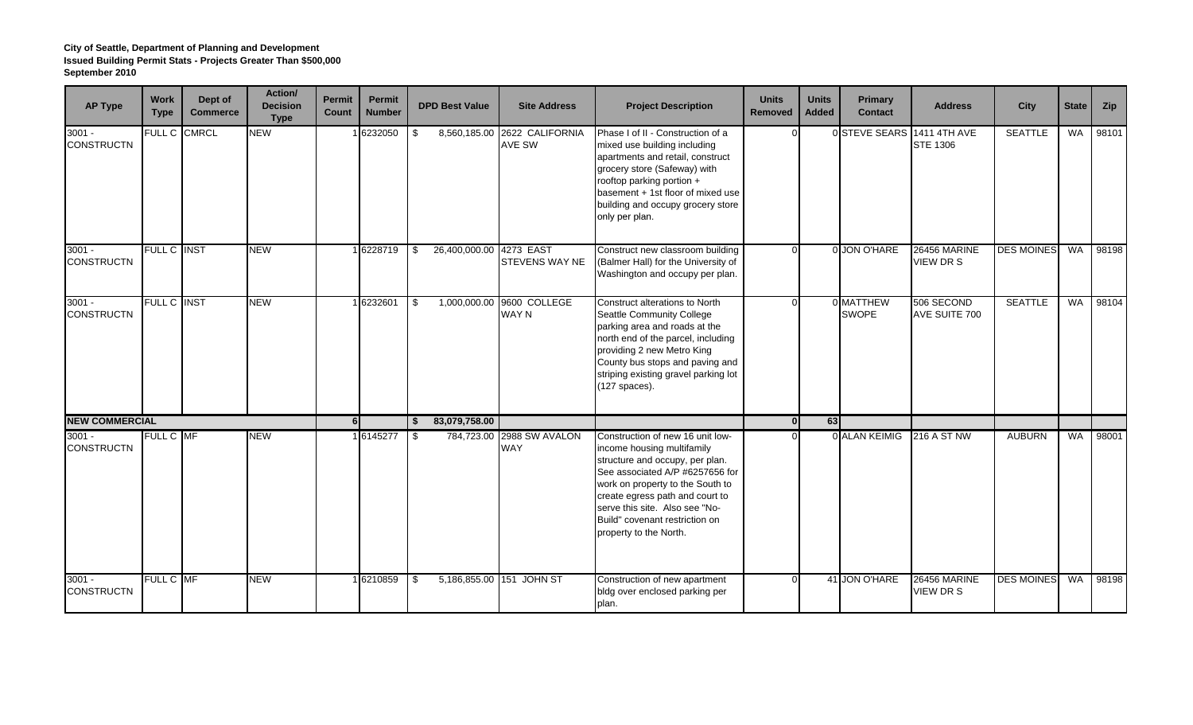**City of Seattle, Department of Planning and Development**
**Issued Building Permit Stats - Projects Greater Than $500,000**
**September 2010**

| AP Type | Work Type | Dept of Commerce | Action/ Decision Type | Permit Count | Permit Number | DPD Best Value | Site Address | Project Description | Units Removed | Units Added | Primary Contact | Address | City | State | Zip |
|---|---|---|---|---|---|---|---|---|---|---|---|---|---|---|---|
| 3001 - CONSTRUCTN | FULL C | CMRCL | NEW | 1 | 6232050 | $ 8,560,185.00 | 2622 CALIFORNIA AVE SW | Phase I of II - Construction of a mixed use building including apartments and retail, construct grocery store (Safeway) with rooftop parking portion + basement + 1st floor of mixed use building and occupy grocery store only per plan. | 0 | 0 | STEVE SEARS | 1411 4TH AVE STE 1306 | SEATTLE | WA | 98101 |
| 3001 - CONSTRUCTN | FULL C | INST | NEW | 1 | 6228719 | $ 26,400,000.00 | 4273 EAST STEVENS WAY NE | Construct new classroom building (Balmer Hall) for the University of Washington and occupy per plan. | 0 | 0 | JON O'HARE | 26456 MARINE VIEW DR S | DES MOINES | WA | 98198 |
| 3001 - CONSTRUCTN | FULL C | INST | NEW | 1 | 6232601 | $ 1,000,000.00 | 9600 COLLEGE WAY N | Construct alterations to North Seattle Community College parking area and roads at the north end of the parcel, including providing 2 new Metro King County bus stops and paving and striping existing gravel parking lot (127 spaces). | 0 | 0 | MATTHEW SWOPE | 506 SECOND AVE SUITE 700 | SEATTLE | WA | 98104 |
| **NEW COMMERCIAL** | | | | **6** | | **$ 83,079,758.00** | | | **0** | **63** | | | | | |
| 3001 - CONSTRUCTN | FULL C | MF | NEW | 1 | 6145277 | $ 784,723.00 | 2988 SW AVALON WAY | Construction of new 16 unit low-income housing multifamily structure and occupy, per plan. See associated A/P #6257656 for work on property to the South to create egress path and court to serve this site. Also see "No-Build" covenant restriction on property to the North. | 0 | 0 | ALAN KEIMIG | 216 A ST NW | AUBURN | WA | 98001 |
| 3001 - CONSTRUCTN | FULL C | MF | NEW | 1 | 6210859 | $ 5,186,855.00 | 151 JOHN ST | Construction of new apartment bldg over enclosed parking per plan. | 0 | 41 | JON O'HARE | 26456 MARINE VIEW DR S | DES MOINES | WA | 98198 |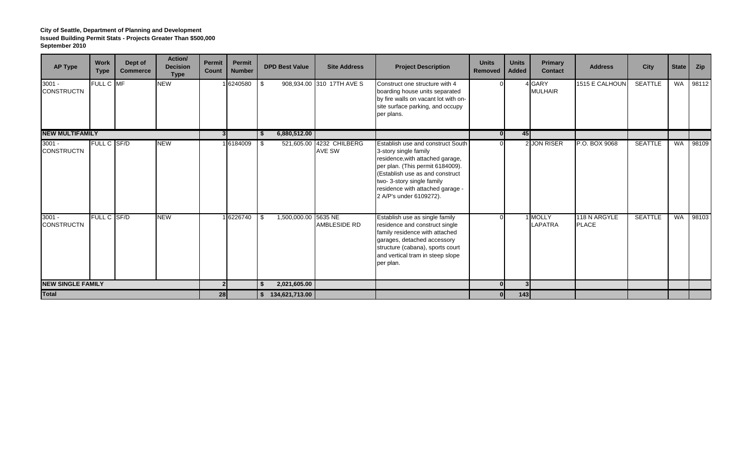**City of Seattle, Department of Planning and Development**
**Issued Building Permit Stats - Projects Greater Than $500,000**
**September 2010**

| AP Type | Work Type | Dept of Commerce | Action/ Decision Type | Permit Count | Permit Number | DPD Best Value | Site Address | Project Description | Units Removed | Units Added | Primary Contact | Address | City | State | Zip |
|---|---|---|---|---|---|---|---|---|---|---|---|---|---|---|---|
| 3001 - CONSTRUCTN | FULL C | MF | NEW | 1 | 6240580 | $ 908,934.00 | 310 17TH AVE S | Construct one structure with 4 boarding house units separated by fire walls on vacant lot with on-site surface parking, and occupy per plans. | 0 | 4 | GARY MULHAIR | 1515 E CALHOUN | SEATTLE | WA | 98112 |
| **NEW MULTIFAMILY** | | | | **3** | | **$ 6,880,512.00** | | | **0** | **45** | | | | | |
| 3001 - CONSTRUCTN | FULL C | SF/D | NEW | 1 | 6184009 | $ 521,605.00 | 4232 CHILBERG AVE SW | Establish use and construct South 3-story single family residence,with attached garage, per plan. (This permit 6184009). (Establish use as and construct two- 3-story single family residence with attached garage - 2 A/P's under 6109272). | 0 | 2 | JON RISER | P.O. BOX 9068 | SEATTLE | WA | 98109 |
| 3001 - CONSTRUCTN | FULL C | SF/D | NEW | 1 | 6226740 | $ 1,500,000.00 | 5635 NE AMBLESIDE RD | Establish use as single family residence and construct single family residence with attached garages, detached accessory structure (cabana), sports court and vertical tram in steep slope per plan. | 0 | 1 | MOLLY LAPATRA | 118 N ARGYLE PLACE | SEATTLE | WA | 98103 |
| **NEW SINGLE FAMILY** | | | | **2** | | **$ 2,021,605.00** | | | **0** | **3** | | | | | |
| **Total** | | | | **28** | | **$ 134,621,713.00** | | | **0** | **143** | | | | | |